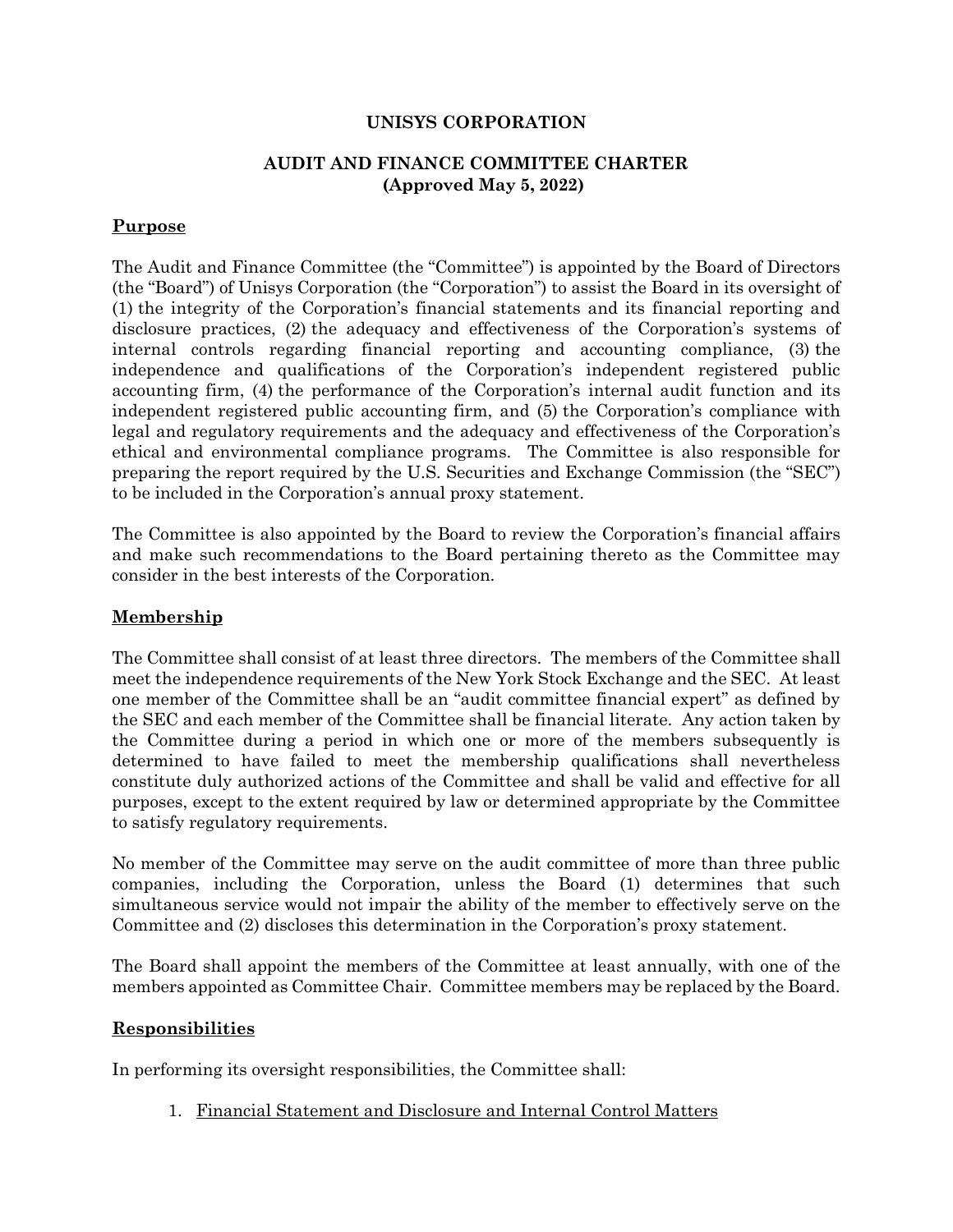# UNISYS CORPORATION

## AUDIT AND FINANCE COMMITTEE CHARTER
## (Approved May 5, 2022)

### Purpose

The Audit and Finance Committee (the "Committee") is appointed by the Board of Directors (the "Board") of Unisys Corporation (the "Corporation") to assist the Board in its oversight of (1) the integrity of the Corporation's financial statements and its financial reporting and disclosure practices, (2) the adequacy and effectiveness of the Corporation's systems of internal controls regarding financial reporting and accounting compliance, (3) the independence and qualifications of the Corporation's independent registered public accounting firm, (4) the performance of the Corporation's internal audit function and its independent registered public accounting firm, and (5) the Corporation's compliance with legal and regulatory requirements and the adequacy and effectiveness of the Corporation's ethical and environmental compliance programs. The Committee is also responsible for preparing the report required by the U.S. Securities and Exchange Commission (the "SEC") to be included in the Corporation's annual proxy statement.

The Committee is also appointed by the Board to review the Corporation's financial affairs and make such recommendations to the Board pertaining thereto as the Committee may consider in the best interests of the Corporation.

### Membership

The Committee shall consist of at least three directors. The members of the Committee shall meet the independence requirements of the New York Stock Exchange and the SEC. At least one member of the Committee shall be an "audit committee financial expert" as defined by the SEC and each member of the Committee shall be financial literate. Any action taken by the Committee during a period in which one or more of the members subsequently is determined to have failed to meet the membership qualifications shall nevertheless constitute duly authorized actions of the Committee and shall be valid and effective for all purposes, except to the extent required by law or determined appropriate by the Committee to satisfy regulatory requirements.

No member of the Committee may serve on the audit committee of more than three public companies, including the Corporation, unless the Board (1) determines that such simultaneous service would not impair the ability of the member to effectively serve on the Committee and (2) discloses this determination in the Corporation's proxy statement.

The Board shall appoint the members of the Committee at least annually, with one of the members appointed as Committee Chair. Committee members may be replaced by the Board.

### Responsibilities

In performing its oversight responsibilities, the Committee shall:

1. Financial Statement and Disclosure and Internal Control Matters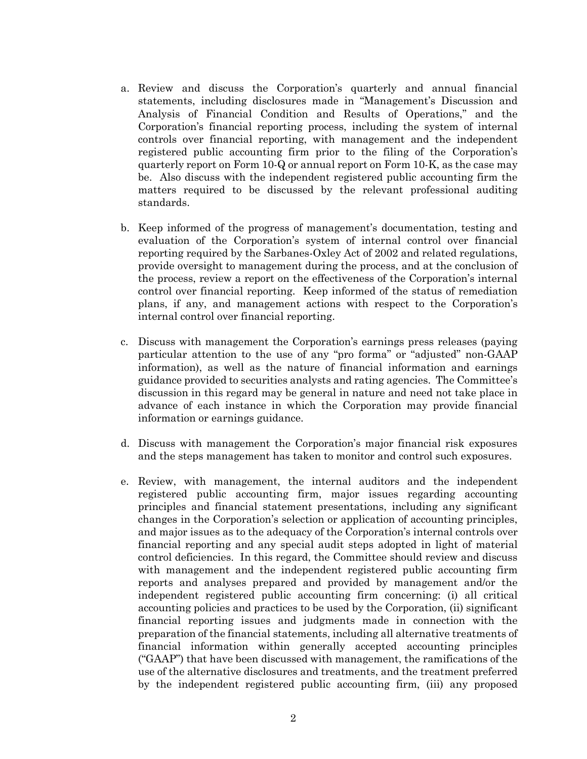a. Review and discuss the Corporation's quarterly and annual financial statements, including disclosures made in "Management's Discussion and Analysis of Financial Condition and Results of Operations," and the Corporation's financial reporting process, including the system of internal controls over financial reporting, with management and the independent registered public accounting firm prior to the filing of the Corporation's quarterly report on Form 10-Q or annual report on Form 10-K, as the case may be. Also discuss with the independent registered public accounting firm the matters required to be discussed by the relevant professional auditing standards.

b. Keep informed of the progress of management's documentation, testing and evaluation of the Corporation's system of internal control over financial reporting required by the Sarbanes-Oxley Act of 2002 and related regulations, provide oversight to management during the process, and at the conclusion of the process, review a report on the effectiveness of the Corporation's internal control over financial reporting. Keep informed of the status of remediation plans, if any, and management actions with respect to the Corporation's internal control over financial reporting.

c. Discuss with management the Corporation's earnings press releases (paying particular attention to the use of any "pro forma" or "adjusted" non-GAAP information), as well as the nature of financial information and earnings guidance provided to securities analysts and rating agencies. The Committee's discussion in this regard may be general in nature and need not take place in advance of each instance in which the Corporation may provide financial information or earnings guidance.

d. Discuss with management the Corporation's major financial risk exposures and the steps management has taken to monitor and control such exposures.

e. Review, with management, the internal auditors and the independent registered public accounting firm, major issues regarding accounting principles and financial statement presentations, including any significant changes in the Corporation's selection or application of accounting principles, and major issues as to the adequacy of the Corporation's internal controls over financial reporting and any special audit steps adopted in light of material control deficiencies. In this regard, the Committee should review and discuss with management and the independent registered public accounting firm reports and analyses prepared and provided by management and/or the independent registered public accounting firm concerning: (i) all critical accounting policies and practices to be used by the Corporation, (ii) significant financial reporting issues and judgments made in connection with the preparation of the financial statements, including all alternative treatments of financial information within generally accepted accounting principles ("GAAP") that have been discussed with management, the ramifications of the use of the alternative disclosures and treatments, and the treatment preferred by the independent registered public accounting firm, (iii) any proposed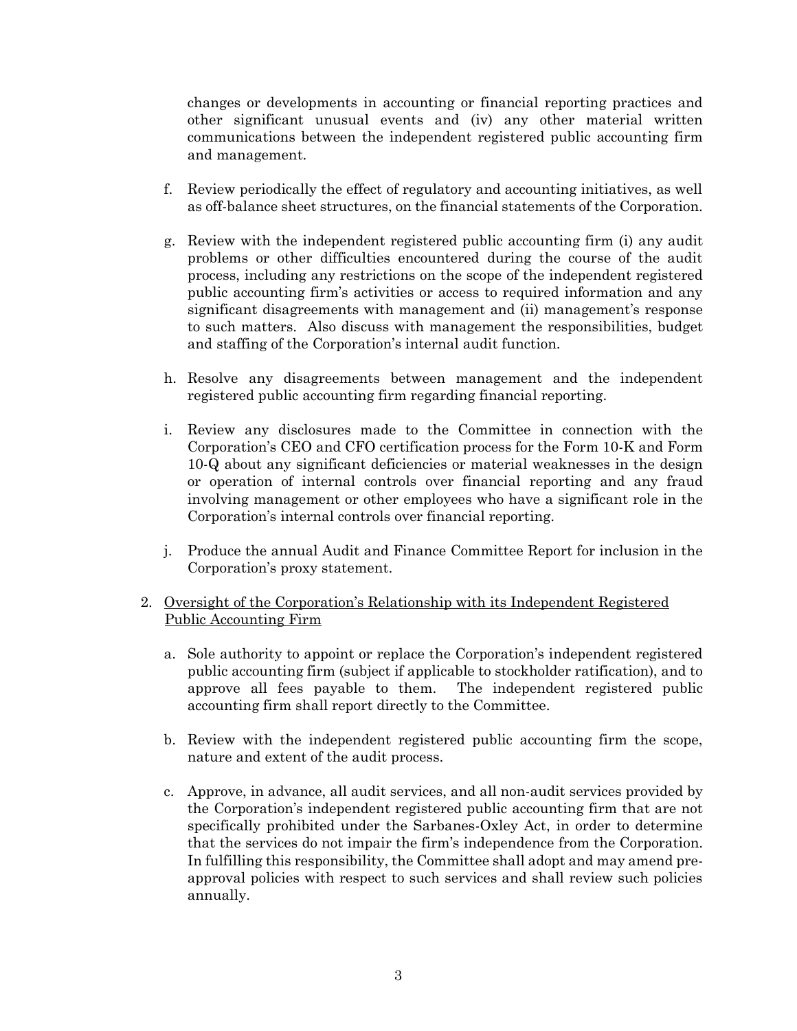changes or developments in accounting or financial reporting practices and other significant unusual events and (iv) any other material written communications between the independent registered public accounting firm and management.

f. Review periodically the effect of regulatory and accounting initiatives, as well as off-balance sheet structures, on the financial statements of the Corporation.

g. Review with the independent registered public accounting firm (i) any audit problems or other difficulties encountered during the course of the audit process, including any restrictions on the scope of the independent registered public accounting firm's activities or access to required information and any significant disagreements with management and (ii) management's response to such matters. Also discuss with management the responsibilities, budget and staffing of the Corporation's internal audit function.

h. Resolve any disagreements between management and the independent registered public accounting firm regarding financial reporting.

i. Review any disclosures made to the Committee in connection with the Corporation's CEO and CFO certification process for the Form 10-K and Form 10-Q about any significant deficiencies or material weaknesses in the design or operation of internal controls over financial reporting and any fraud involving management or other employees who have a significant role in the Corporation's internal controls over financial reporting.

j. Produce the annual Audit and Finance Committee Report for inclusion in the Corporation's proxy statement.

2. <u>Oversight of the Corporation's Relationship with its Independent Registered Public Accounting Firm</u>

a. Sole authority to appoint or replace the Corporation's independent registered public accounting firm (subject if applicable to stockholder ratification), and to approve all fees payable to them. The independent registered public accounting firm shall report directly to the Committee.

b. Review with the independent registered public accounting firm the scope, nature and extent of the audit process.

c. Approve, in advance, all audit services, and all non-audit services provided by the Corporation's independent registered public accounting firm that are not specifically prohibited under the Sarbanes-Oxley Act, in order to determine that the services do not impair the firm's independence from the Corporation. In fulfilling this responsibility, the Committee shall adopt and may amend pre-approval policies with respect to such services and shall review such policies annually.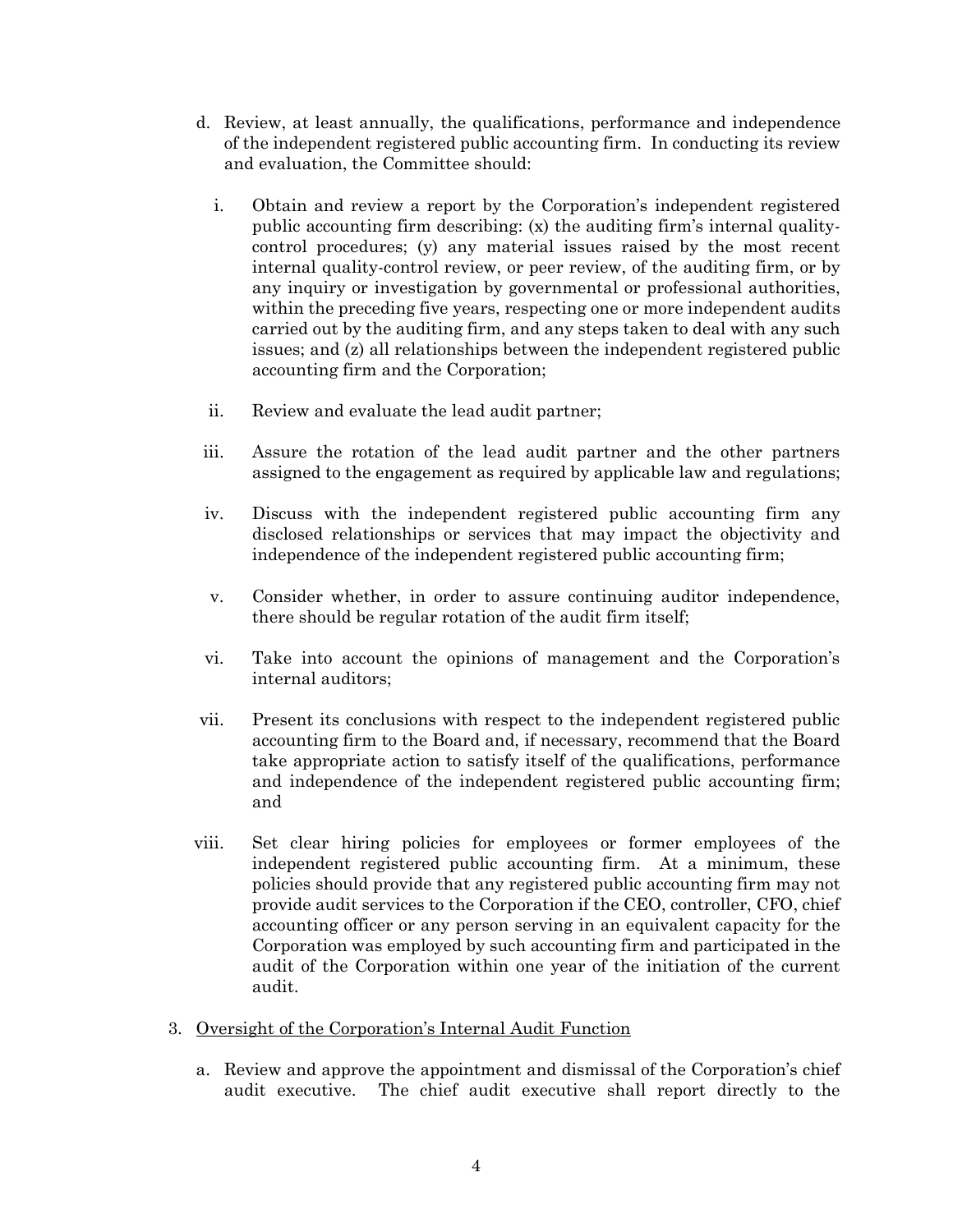d. Review, at least annually, the qualifications, performance and independence of the independent registered public accounting firm. In conducting its review and evaluation, the Committee should:

   i. Obtain and review a report by the Corporation's independent registered public accounting firm describing: (x) the auditing firm's internal quality-control procedures; (y) any material issues raised by the most recent internal quality-control review, or peer review, of the auditing firm, or by any inquiry or investigation by governmental or professional authorities, within the preceding five years, respecting one or more independent audits carried out by the auditing firm, and any steps taken to deal with any such issues; and (z) all relationships between the independent registered public accounting firm and the Corporation;

   ii. Review and evaluate the lead audit partner;

   iii. Assure the rotation of the lead audit partner and the other partners assigned to the engagement as required by applicable law and regulations;

   iv. Discuss with the independent registered public accounting firm any disclosed relationships or services that may impact the objectivity and independence of the independent registered public accounting firm;

   v. Consider whether, in order to assure continuing auditor independence, there should be regular rotation of the audit firm itself;

   vi. Take into account the opinions of management and the Corporation's internal auditors;

   vii. Present its conclusions with respect to the independent registered public accounting firm to the Board and, if necessary, recommend that the Board take appropriate action to satisfy itself of the qualifications, performance and independence of the independent registered public accounting firm; and

   viii. Set clear hiring policies for employees or former employees of the independent registered public accounting firm. At a minimum, these policies should provide that any registered public accounting firm may not provide audit services to the Corporation if the CEO, controller, CFO, chief accounting officer or any person serving in an equivalent capacity for the Corporation was employed by such accounting firm and participated in the audit of the Corporation within one year of the initiation of the current audit.

3. <u>Oversight of the Corporation's Internal Audit Function</u>

   a. Review and approve the appointment and dismissal of the Corporation's chief audit executive. The chief audit executive shall report directly to the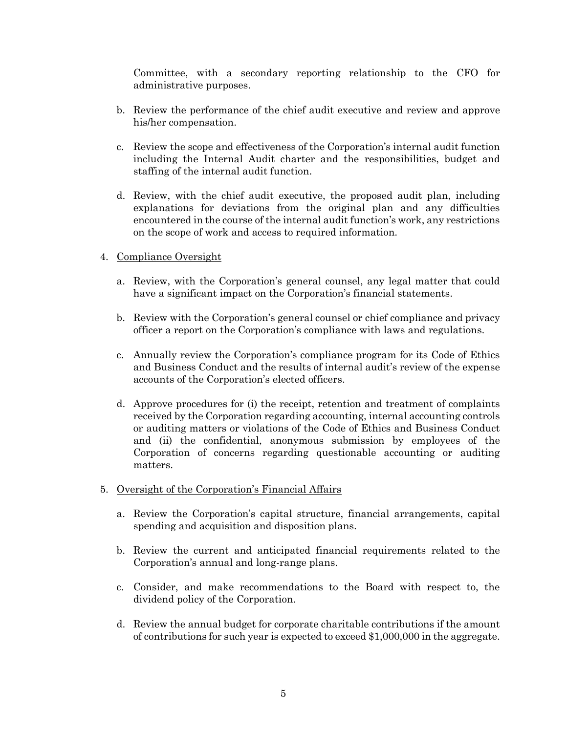Committee, with a secondary reporting relationship to the CFO for administrative purposes.

b. Review the performance of the chief audit executive and review and approve his/her compensation.

c. Review the scope and effectiveness of the Corporation's internal audit function including the Internal Audit charter and the responsibilities, budget and staffing of the internal audit function.

d. Review, with the chief audit executive, the proposed audit plan, including explanations for deviations from the original plan and any difficulties encountered in the course of the internal audit function's work, any restrictions on the scope of work and access to required information.

4. <u>Compliance Oversight</u>

   a. Review, with the Corporation's general counsel, any legal matter that could have a significant impact on the Corporation's financial statements.

   b. Review with the Corporation's general counsel or chief compliance and privacy officer a report on the Corporation's compliance with laws and regulations.

   c. Annually review the Corporation's compliance program for its Code of Ethics and Business Conduct and the results of internal audit's review of the expense accounts of the Corporation's elected officers.

   d. Approve procedures for (i) the receipt, retention and treatment of complaints received by the Corporation regarding accounting, internal accounting controls or auditing matters or violations of the Code of Ethics and Business Conduct and (ii) the confidential, anonymous submission by employees of the Corporation of concerns regarding questionable accounting or auditing matters.

5. <u>Oversight of the Corporation's Financial Affairs</u>

   a. Review the Corporation's capital structure, financial arrangements, capital spending and acquisition and disposition plans.

   b. Review the current and anticipated financial requirements related to the Corporation's annual and long-range plans.

   c. Consider, and make recommendations to the Board with respect to, the dividend policy of the Corporation.

   d. Review the annual budget for corporate charitable contributions if the amount of contributions for such year is expected to exceed $1,000,000 in the aggregate.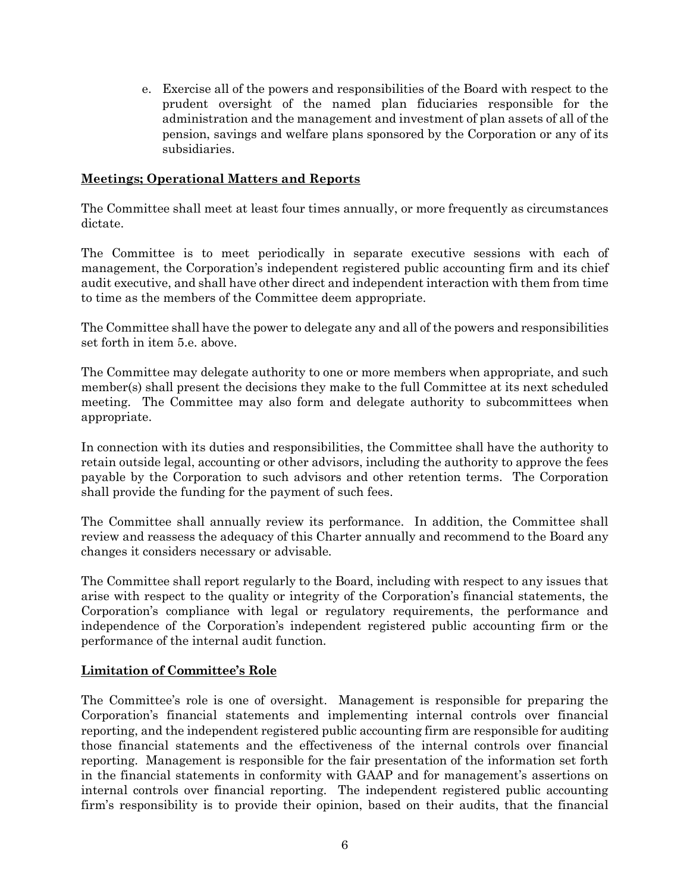e. Exercise all of the powers and responsibilities of the Board with respect to the prudent oversight of the named plan fiduciaries responsible for the administration and the management and investment of plan assets of all of the pension, savings and welfare plans sponsored by the Corporation or any of its subsidiaries.

## Meetings; Operational Matters and Reports

The Committee shall meet at least four times annually, or more frequently as circumstances dictate.

The Committee is to meet periodically in separate executive sessions with each of management, the Corporation's independent registered public accounting firm and its chief audit executive, and shall have other direct and independent interaction with them from time to time as the members of the Committee deem appropriate.

The Committee shall have the power to delegate any and all of the powers and responsibilities set forth in item 5.e. above.

The Committee may delegate authority to one or more members when appropriate, and such member(s) shall present the decisions they make to the full Committee at its next scheduled meeting. The Committee may also form and delegate authority to subcommittees when appropriate.

In connection with its duties and responsibilities, the Committee shall have the authority to retain outside legal, accounting or other advisors, including the authority to approve the fees payable by the Corporation to such advisors and other retention terms. The Corporation shall provide the funding for the payment of such fees.

The Committee shall annually review its performance. In addition, the Committee shall review and reassess the adequacy of this Charter annually and recommend to the Board any changes it considers necessary or advisable.

The Committee shall report regularly to the Board, including with respect to any issues that arise with respect to the quality or integrity of the Corporation's financial statements, the Corporation's compliance with legal or regulatory requirements, the performance and independence of the Corporation's independent registered public accounting firm or the performance of the internal audit function.

## Limitation of Committee's Role

The Committee's role is one of oversight. Management is responsible for preparing the Corporation's financial statements and implementing internal controls over financial reporting, and the independent registered public accounting firm are responsible for auditing those financial statements and the effectiveness of the internal controls over financial reporting. Management is responsible for the fair presentation of the information set forth in the financial statements in conformity with GAAP and for management's assertions on internal controls over financial reporting. The independent registered public accounting firm's responsibility is to provide their opinion, based on their audits, that the financial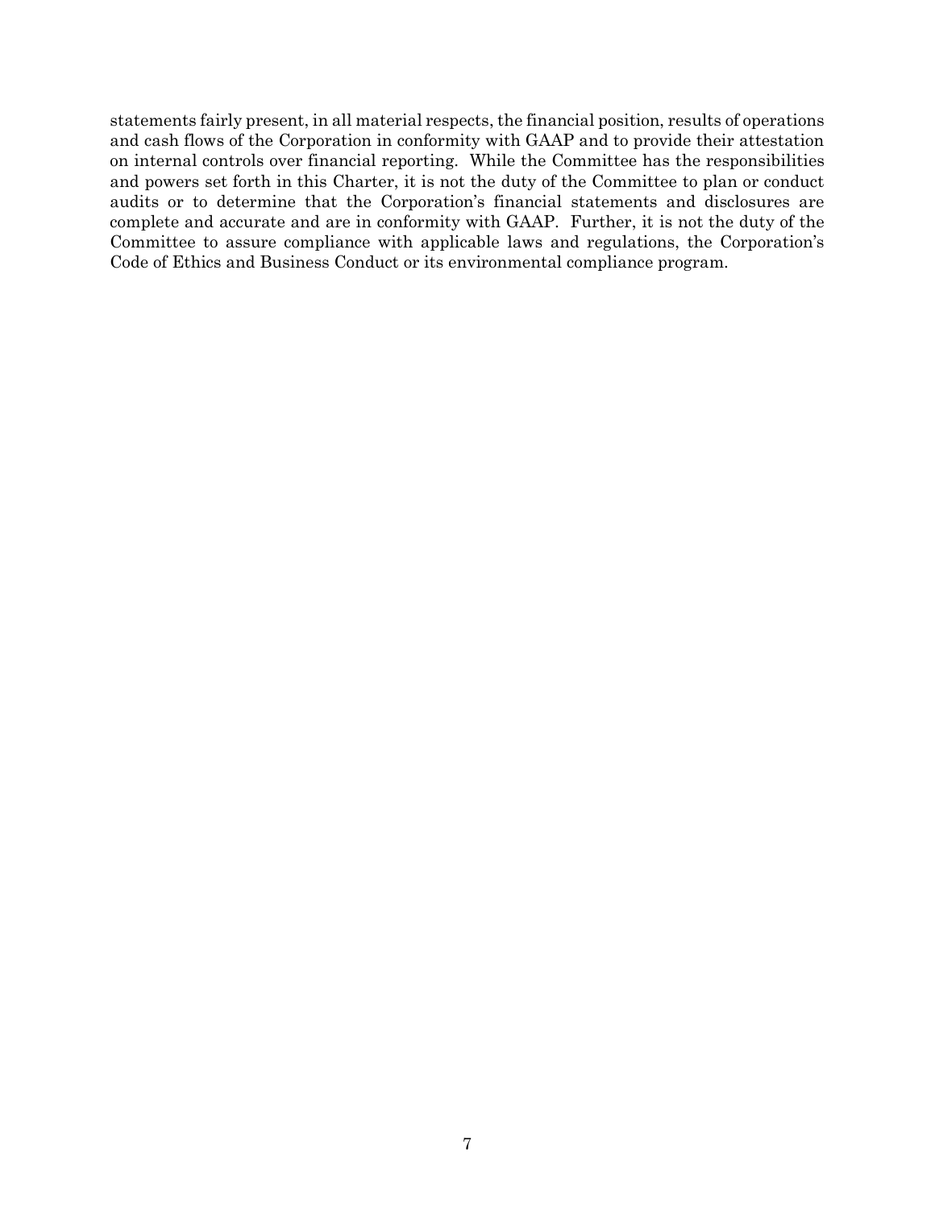statements fairly present, in all material respects, the financial position, results of operations and cash flows of the Corporation in conformity with GAAP and to provide their attestation on internal controls over financial reporting. While the Committee has the responsibilities and powers set forth in this Charter, it is not the duty of the Committee to plan or conduct audits or to determine that the Corporation's financial statements and disclosures are complete and accurate and are in conformity with GAAP. Further, it is not the duty of the Committee to assure compliance with applicable laws and regulations, the Corporation's Code of Ethics and Business Conduct or its environmental compliance program.